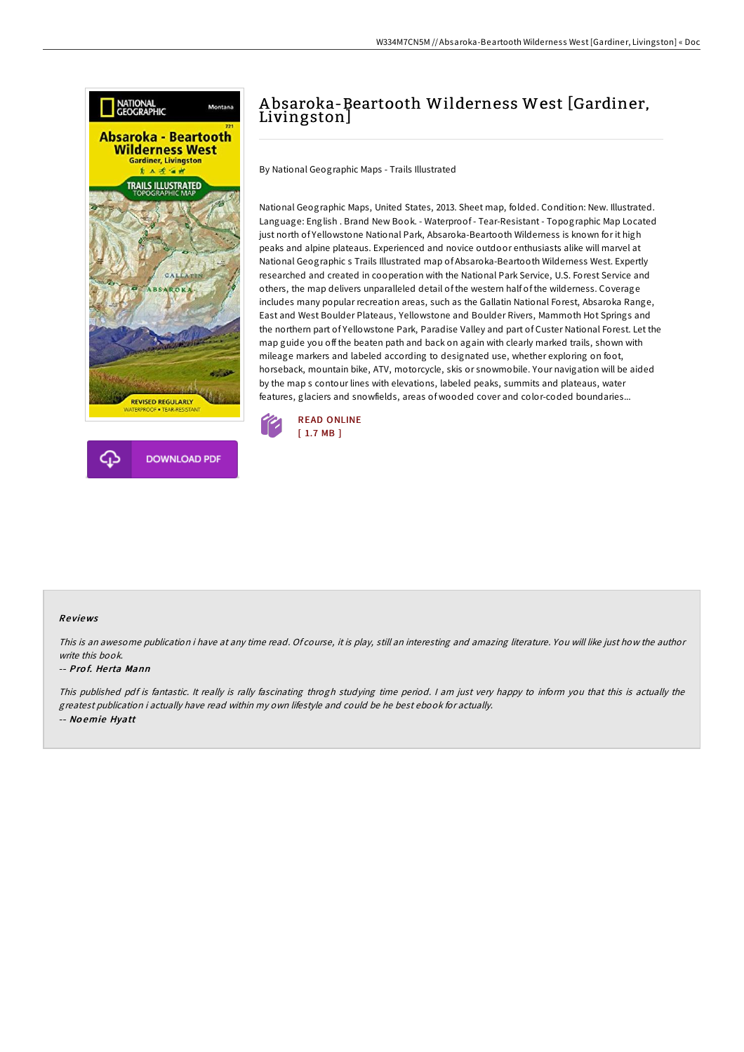# Absaroka-Beartooth Wilderness West [Gardiner, Livingston]

By National Geographic Maps - Trails Illustrated

National Geographic Maps, United States, 2013. Sheet map, folded. Condition: New. Illustrated. Language: English . Brand New Book. - Waterproof - Tear-Resistant - Topographic Map Located just north of Yellowstone National Park, Absaroka-Beartooth Wilderness is known for it high peaks and alpine plateaus. Experienced and novice outdoor enthusiasts alike will marvel at National Geographic s Trails Illustrated map of Absaroka-Beartooth Wilderness West. Expertly researched and created in cooperation with the National Park Service, U.S. Forest Service and others, the map delivers unparalleled detail of the western half of the wilderness. Coverage includes many popular recreation areas, such as the Gallatin National Forest, Absaroka Range, East and West Boulder Plateaus, Yellowstone and Boulder Rivers, Mammoth Hot Springs and the northern part of Yellowstone Park, Paradise Valley and part of Custer National Forest. Let the map guide you off the beaten path and back on again with clearly marked trails, shown with mileage markers and labeled according to designated use, whether exploring on foot, horseback, mountain bike, ATV, motorcycle, skis or snowmobile. Your navigation will be aided by the map s contour lines with elevations, labeled peaks, summits and plateaus, water features, glaciers and snowfields, areas of wooded cover and color-coded boundaries...

READ ONLINE
[ 1.7 MB ]

DOWNLOAD PDF

## Reviews

*This is an awesome publication i have at any time read. Of course, it is play, still an interesting and amazing literature. You will like just how the author write this book.*

-- ***Prof. Herta Mann***

*This published pdf is fantastic. It really is rally fascinating throgh studying time period. I am just very happy to inform you that this is actually the greatest publication i actually have read within my own lifestyle and could be he best ebook for actually.*

-- ***Noemie Hyatt***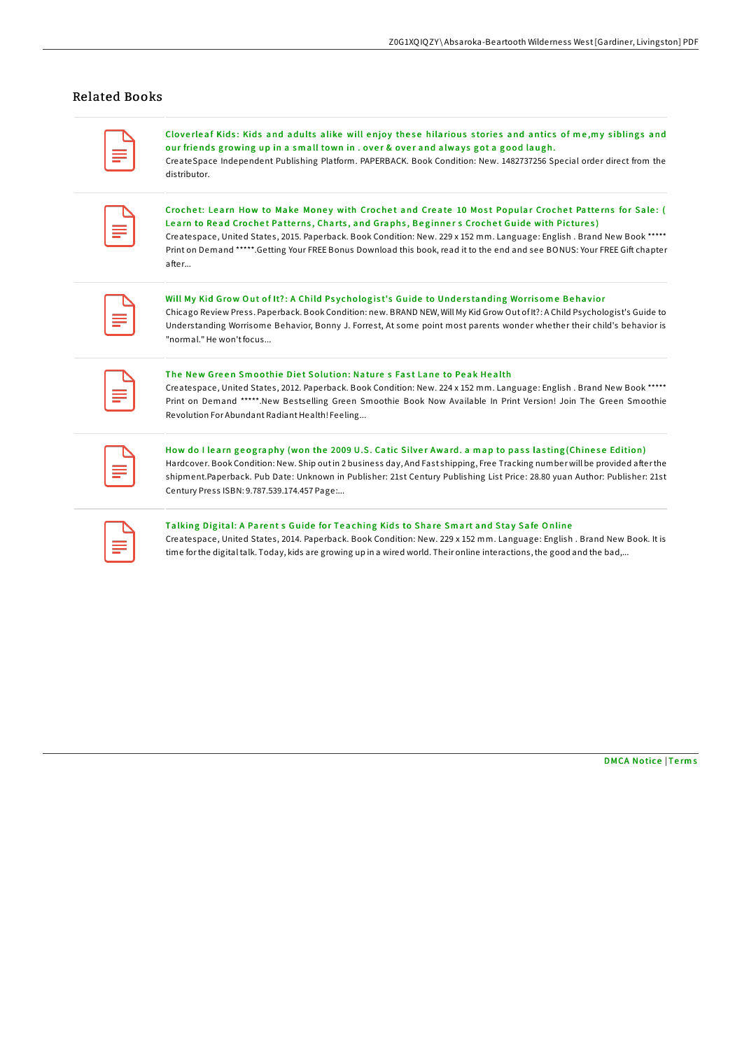## Related Books

**Cloverleaf Kids: Kids and adults alike will enjoy these hilarious stories and antics of me,my siblings and our friends growing up in a small town in . over & over and always got a good laugh.**

CreateSpace Independent Publishing Platform. PAPERBACK. Book Condition: New. 1482737256 Special order direct from the distributor.

**Crochet: Learn How to Make Money with Crochet and Create 10 Most Popular Crochet Patterns for Sale: ( Learn to Read Crochet Patterns, Charts, and Graphs, Beginner s Crochet Guide with Pictures)**

Createspace, United States, 2015. Paperback. Book Condition: New. 229 x 152 mm. Language: English . Brand New Book ***** Print on Demand *****.Getting Your FREE Bonus Download this book, read it to the end and see BONUS: Your FREE Gift chapter after...

**Will My Kid Grow Out of It?: A Child Psychologist's Guide to Understanding Worrisome Behavior**

Chicago Review Press. Paperback. Book Condition: new. BRAND NEW, Will My Kid Grow Out of It?: A Child Psychologist's Guide to Understanding Worrisome Behavior, Bonny J. Forrest, At some point most parents wonder whether their child's behavior is "normal." He won't focus...

**The New Green Smoothie Diet Solution: Nature s Fast Lane to Peak Health**

Createspace, United States, 2012. Paperback. Book Condition: New. 224 x 152 mm. Language: English . Brand New Book ***** Print on Demand *****.New Bestselling Green Smoothie Book Now Available In Print Version! Join The Green Smoothie Revolution For Abundant Radiant Health! Feeling...

**How do I learn geography (won the 2009 U.S. Catic Silver Award. a map to pass lasting(Chinese Edition)**

Hardcover. Book Condition: New. Ship out in 2 business day, And Fast shipping, Free Tracking number will be provided after the shipment.Paperback. Pub Date: Unknown in Publisher: 21st Century Publishing List Price: 28.80 yuan Author: Publisher: 21st Century Press ISBN: 9.787.539.174.457 Page:...

**Talking Digital: A Parent s Guide for Teaching Kids to Share Smart and Stay Safe Online**

Createspace, United States, 2014. Paperback. Book Condition: New. 229 x 152 mm. Language: English . Brand New Book. It is time for the digital talk. Today, kids are growing up in a wired world. Their online interactions, the good and the bad,...